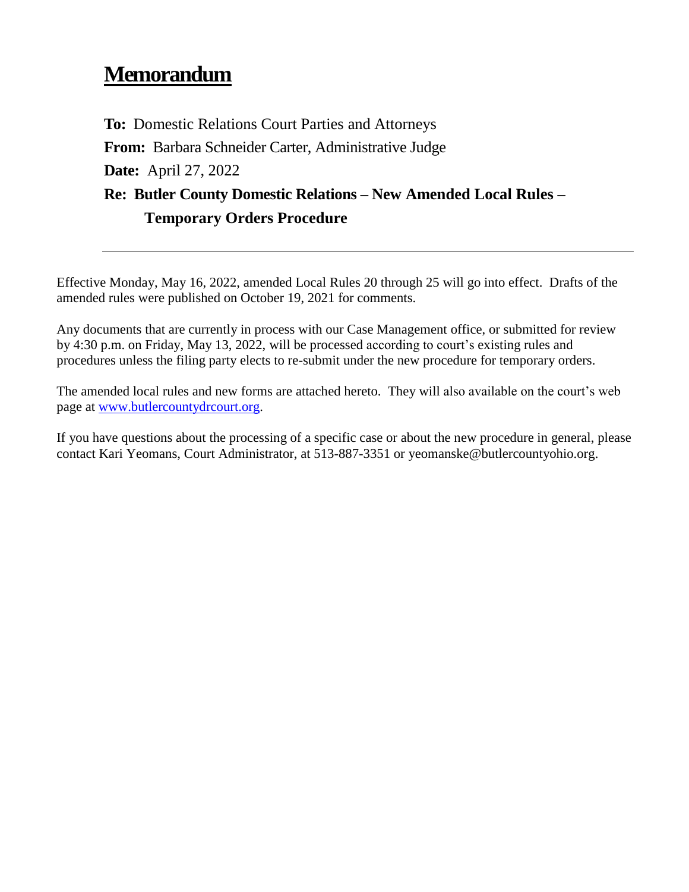# Memorandum

**To:** Domestic Relations Court Parties and Attorneys

**From:** Barbara Schneider Carter, Administrative Judge

**Date:** April 27, 2022

**Re: Butler County Domestic Relations – New Amended Local Rules – Temporary Orders Procedure**

---

Effective Monday, May 16, 2022, amended Local Rules 20 through 25 will go into effect. Drafts of the amended rules were published on October 19, 2021 for comments.

Any documents that are currently in process with our Case Management office, or submitted for review by 4:30 p.m. on Friday, May 13, 2022, will be processed according to court's existing rules and procedures unless the filing party elects to re-submit under the new procedure for temporary orders.

The amended local rules and new forms are attached hereto. They will also available on the court's web page at [www.butlercountydrcourt.org](http://www.butlercountydrcourt.org).

If you have questions about the processing of a specific case or about the new procedure in general, please contact Kari Yeomans, Court Administrator, at 513-887-3351 or yeomanske@butlercountyohio.org.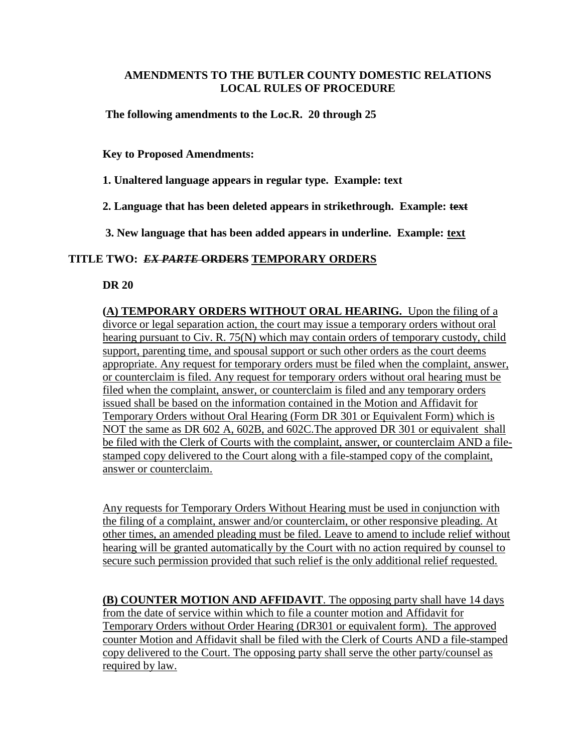**AMENDMENTS TO THE BUTLER COUNTY DOMESTIC RELATIONS LOCAL RULES OF PROCEDURE**

**The following amendments to the Loc.R. 20 through 25**

**Key to Proposed Amendments:**

**1. Unaltered language appears in regular type. Example: text**

**2. Language that has been deleted appears in strikethrough. Example: ~~text~~**

**3. New language that has been added appears in underline. Example: <u>text</u>**

## TITLE TWO: ~~*EX PARTE* ORDERS~~ <u>TEMPORARY ORDERS</u>

**DR 20**

<u>**(A) TEMPORARY ORDERS WITHOUT ORAL HEARING.** Upon the filing of a divorce or legal separation action, the court may issue a temporary orders without oral hearing pursuant to Civ. R. 75(N) which may contain orders of temporary custody, child support, parenting time, and spousal support or such other orders as the court deems appropriate. Any request for temporary orders must be filed when the complaint, answer, or counterclaim is filed. Any request for temporary orders without oral hearing must be filed when the complaint, answer, or counterclaim is filed and any temporary orders issued shall be based on the information contained in the Motion and Affidavit for Temporary Orders without Oral Hearing (Form DR 301 or Equivalent Form) which is NOT the same as DR 602 A, 602B, and 602C.The approved DR 301 or equivalent shall be filed with the Clerk of Courts with the complaint, answer, or counterclaim AND a file-stamped copy delivered to the Court along with a file-stamped copy of the complaint, answer or counterclaim.</u>

<u>Any requests for Temporary Orders Without Hearing must be used in conjunction with the filing of a complaint, answer and/or counterclaim, or other responsive pleading. At other times, an amended pleading must be filed. Leave to amend to include relief without hearing will be granted automatically by the Court with no action required by counsel to secure such permission provided that such relief is the only additional relief requested.</u>

<u>**(B) COUNTER MOTION AND AFFIDAVIT**. The opposing party shall have 14 days from the date of service within which to file a counter motion and Affidavit for Temporary Orders without Order Hearing (DR301 or equivalent form). The approved counter Motion and Affidavit shall be filed with the Clerk of Courts AND a file-stamped copy delivered to the Court. The opposing party shall serve the other party/counsel as required by law.</u>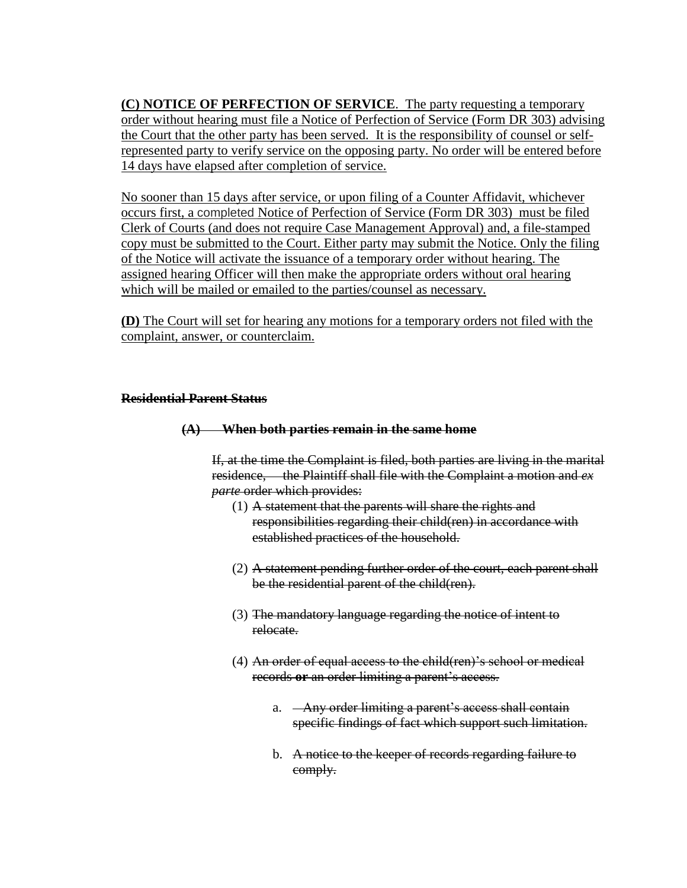<u>**(C) NOTICE OF PERFECTION OF SERVICE**. The party requesting a temporary order without hearing must file a Notice of Perfection of Service (Form DR 303) advising the Court that the other party has been served. It is the responsibility of counsel or self-represented party to verify service on the opposing party. No order will be entered before 14 days have elapsed after completion of service.</u>

<u>No sooner than 15 days after service, or upon filing of a Counter Affidavit, whichever occurs first, a completed Notice of Perfection of Service (Form DR 303) must be filed Clerk of Courts (and does not require Case Management Approval) and, a file-stamped copy must be submitted to the Court. Either party may submit the Notice. Only the filing of the Notice will activate the issuance of a temporary order without hearing. The assigned hearing Officer will then make the appropriate orders without oral hearing which will be mailed or emailed to the parties/counsel as necessary.</u>

<u>**(D)** The Court will set for hearing any motions for a temporary orders not filed with the complaint, answer, or counterclaim.</u>

~~**Residential Parent Status**~~

~~**(A) When both parties remain in the same home**~~

~~If, at the time the Complaint is filed, both parties are living in the marital residence, the Plaintiff shall file with the Complaint a motion and *ex parte* order which provides:~~

(1) ~~A statement that the parents will share the rights and responsibilities regarding their child(ren) in accordance with established practices of the household.~~

(2) ~~A statement pending further order of the court, each parent shall be the residential parent of the child(ren).~~

(3) ~~The mandatory language regarding the notice of intent to relocate.~~

(4) ~~An order of equal access to the child(ren)'s school or medical records **or** an order limiting a parent's access.~~

a. ~~Any order limiting a parent's access shall contain specific findings of fact which support such limitation.~~

b. ~~A notice to the keeper of records regarding failure to comply.~~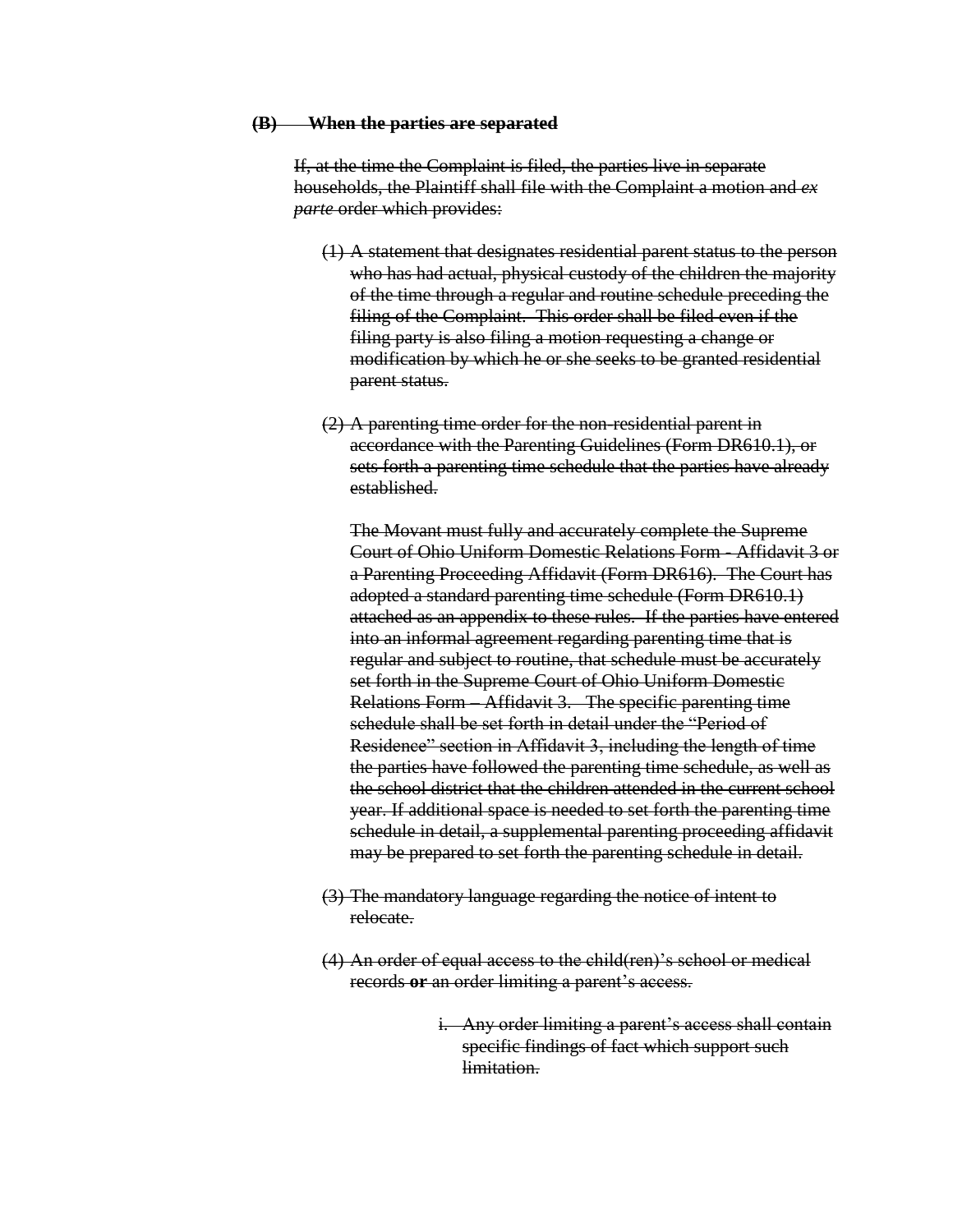~~**(B) When the parties are separated**~~

~~If, at the time the Complaint is filed, the parties live in separate households, the Plaintiff shall file with the Complaint a motion and *ex parte* order which provides:~~

~~(1) A statement that designates residential parent status to the person who has had actual, physical custody of the children the majority of the time through a regular and routine schedule preceding the filing of the Complaint. This order shall be filed even if the filing party is also filing a motion requesting a change or modification by which he or she seeks to be granted residential parent status.~~

~~(2) A parenting time order for the non-residential parent in accordance with the Parenting Guidelines (Form DR610.1), or sets forth a parenting time schedule that the parties have already established.~~

~~The Movant must fully and accurately complete the Supreme Court of Ohio Uniform Domestic Relations Form - Affidavit 3 or a Parenting Proceeding Affidavit (Form DR616). The Court has adopted a standard parenting time schedule (Form DR610.1) attached as an appendix to these rules. If the parties have entered into an informal agreement regarding parenting time that is regular and subject to routine, that schedule must be accurately set forth in the Supreme Court of Ohio Uniform Domestic Relations Form – Affidavit 3. The specific parenting time schedule shall be set forth in detail under the "Period of Residence" section in Affidavit 3, including the length of time the parties have followed the parenting time schedule, as well as the school district that the children attended in the current school year. If additional space is needed to set forth the parenting time schedule in detail, a supplemental parenting proceeding affidavit may be prepared to set forth the parenting schedule in detail.~~

~~(3) The mandatory language regarding the notice of intent to relocate.~~

~~(4) An order of equal access to the child(ren)'s school or medical records **or** an order limiting a parent's access.~~

~~i. Any order limiting a parent's access shall contain specific findings of fact which support such limitation.~~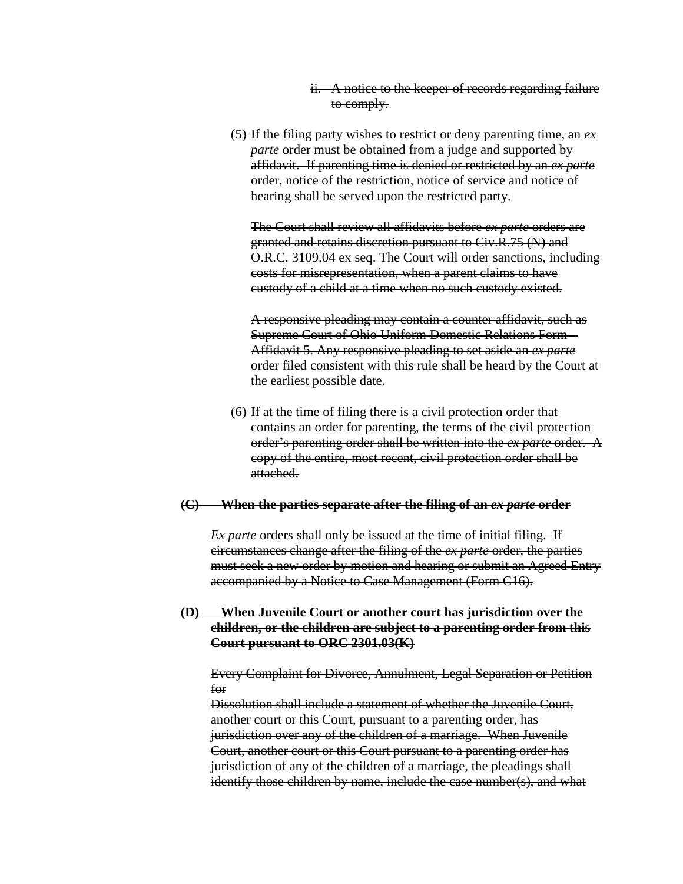~~ii. A notice to the keeper of records regarding failure to comply.~~

~~(5) If the filing party wishes to restrict or deny parenting time, an *ex parte* order must be obtained from a judge and supported by affidavit. If parenting time is denied or restricted by an *ex parte* order, notice of the restriction, notice of service and notice of hearing shall be served upon the restricted party.~~

~~The Court shall review all affidavits before *ex parte* orders are granted and retains discretion pursuant to Civ.R.75 (N) and O.R.C. 3109.04 ex seq. The Court will order sanctions, including costs for misrepresentation, when a parent claims to have custody of a child at a time when no such custody existed.~~

~~A responsive pleading may contain a counter affidavit, such as Supreme Court of Ohio Uniform Domestic Relations Form – Affidavit 5. Any responsive pleading to set aside an *ex parte* order filed consistent with this rule shall be heard by the Court at the earliest possible date.~~

~~(6) If at the time of filing there is a civil protection order that contains an order for parenting, the terms of the civil protection order's parenting order shall be written into the *ex parte* order. A copy of the entire, most recent, civil protection order shall be attached.~~

~~**(C) When the parties separate after the filing of an *ex parte* order**~~

~~*Ex parte* orders shall only be issued at the time of initial filing. If circumstances change after the filing of the *ex parte* order, the parties must seek a new order by motion and hearing or submit an Agreed Entry accompanied by a Notice to Case Management (Form C16).~~

~~**(D) When Juvenile Court or another court has jurisdiction over the children, or the children are subject to a parenting order from this Court pursuant to ORC 2301.03(K)**~~

~~Every Complaint for Divorce, Annulment, Legal Separation or Petition for~~
~~Dissolution shall include a statement of whether the Juvenile Court, another court or this Court, pursuant to a parenting order, has jurisdiction over any of the children of a marriage. When Juvenile Court, another court or this Court pursuant to a parenting order has jurisdiction of any of the children of a marriage, the pleadings shall identify those children by name, include the case number(s), and what~~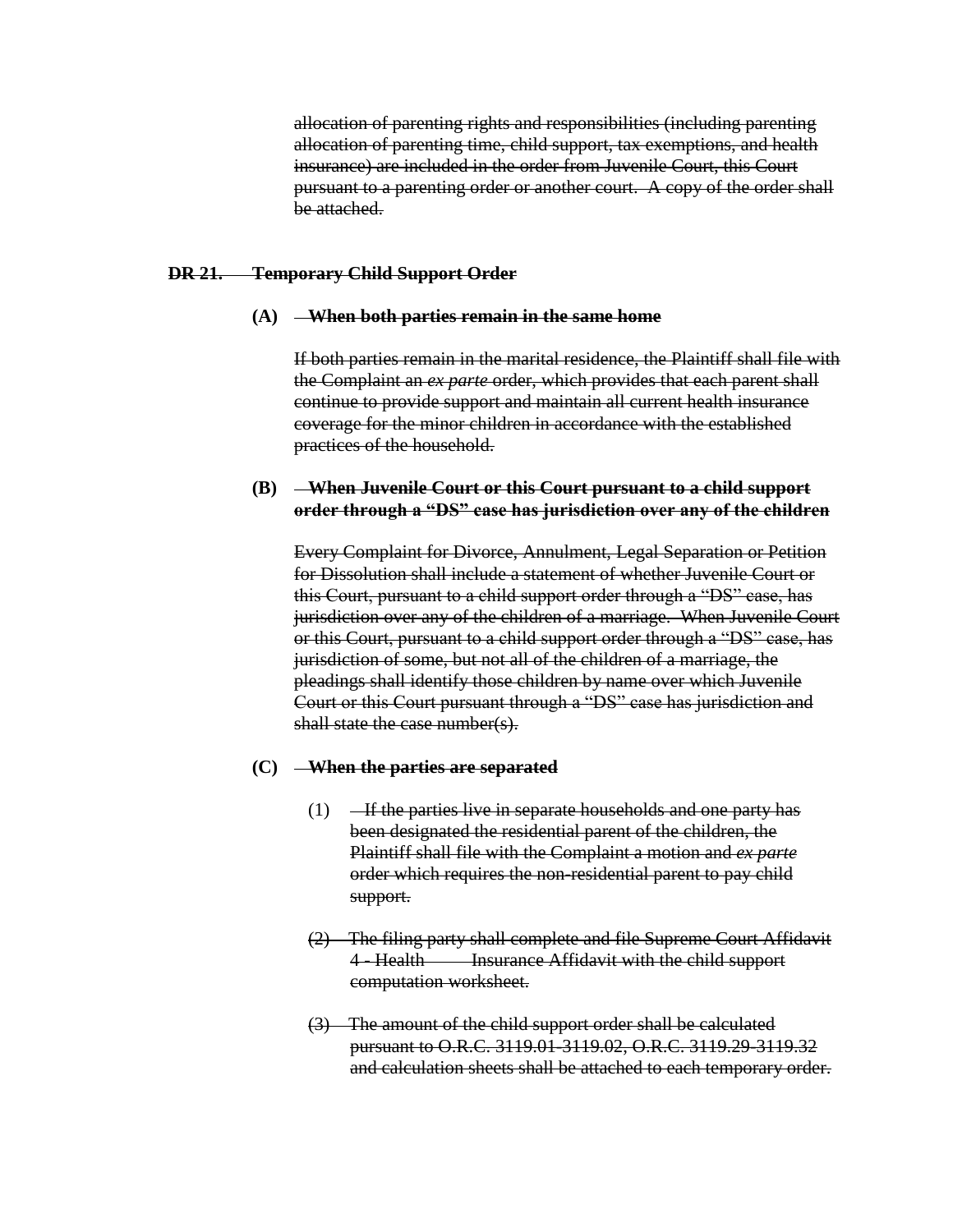~~allocation of parenting rights and responsibilities (including parenting allocation of parenting time, child support, tax exemptions, and health insurance) are included in the order from Juvenile Court, this Court pursuant to a parenting order or another court. A copy of the order shall be attached.~~

**~~DR 21. Temporary Child Support Order~~**

**~~(A) When both parties remain in the same home~~**

~~If both parties remain in the marital residence, the Plaintiff shall file with the Complaint an *ex parte* order, which provides that each parent shall continue to provide support and maintain all current health insurance coverage for the minor children in accordance with the established practices of the household.~~

**~~(B) When Juvenile Court or this Court pursuant to a child support order through a "DS" case has jurisdiction over any of the children~~**

~~Every Complaint for Divorce, Annulment, Legal Separation or Petition for Dissolution shall include a statement of whether Juvenile Court or this Court, pursuant to a child support order through a "DS" case, has jurisdiction over any of the children of a marriage. When Juvenile Court or this Court, pursuant to a child support order through a "DS" case, has jurisdiction of some, but not all of the children of a marriage, the pleadings shall identify those children by name over which Juvenile Court or this Court pursuant through a "DS" case has jurisdiction and shall state the case number(s).~~

**~~(C) When the parties are separated~~**

~~(1) If the parties live in separate households and one party has been designated the residential parent of the children, the Plaintiff shall file with the Complaint a motion and *ex parte* order which requires the non-residential parent to pay child support.~~

~~(2) The filing party shall complete and file Supreme Court Affidavit 4 - Health Insurance Affidavit with the child support computation worksheet.~~

~~(3) The amount of the child support order shall be calculated pursuant to O.R.C. 3119.01-3119.02, O.R.C. 3119.29-3119.32 and calculation sheets shall be attached to each temporary order.~~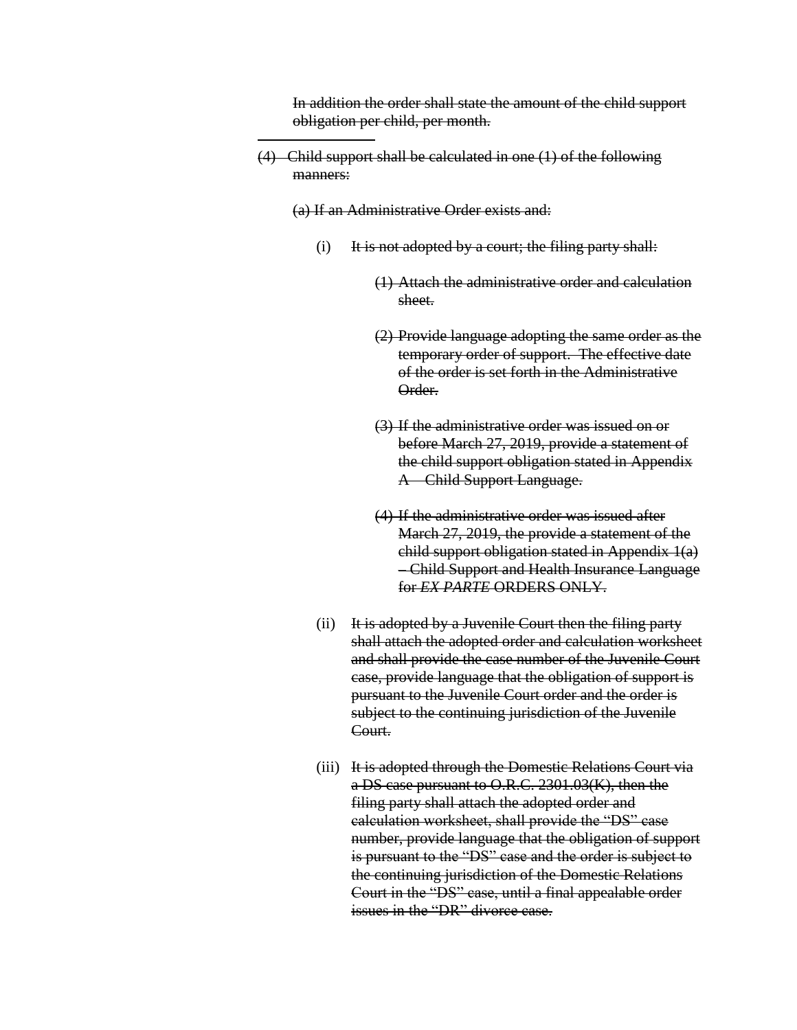~~In addition the order shall state the amount of the child support obligation per child, per month.~~

---

~~(4) Child support shall be calculated in one (1) of the following manners:~~

~~(a) If an Administrative Order exists and:~~

(i) ~~It is not adopted by a court; the filing party shall:~~

~~(1) Attach the administrative order and calculation sheet.~~

~~(2) Provide language adopting the same order as the temporary order of support. The effective date of the order is set forth in the Administrative Order.~~

~~(3) If the administrative order was issued on or before March 27, 2019, provide a statement of the child support obligation stated in Appendix A – Child Support Language.~~

~~(4) If the administrative order was issued after March 27, 2019, the provide a statement of the child support obligation stated in Appendix 1(a) – Child Support and Health Insurance Language for *EX PARTE* ORDERS ONLY.~~

(ii) ~~It is adopted by a Juvenile Court then the filing party shall attach the adopted order and calculation worksheet and shall provide the case number of the Juvenile Court case, provide language that the obligation of support is pursuant to the Juvenile Court order and the order is subject to the continuing jurisdiction of the Juvenile Court.~~

(iii) ~~It is adopted through the Domestic Relations Court via a DS case pursuant to O.R.C. 2301.03(K), then the filing party shall attach the adopted order and calculation worksheet, shall provide the "DS" case number, provide language that the obligation of support is pursuant to the "DS" case and the order is subject to the continuing jurisdiction of the Domestic Relations Court in the "DS" case, until a final appealable order issues in the "DR" divorce case.~~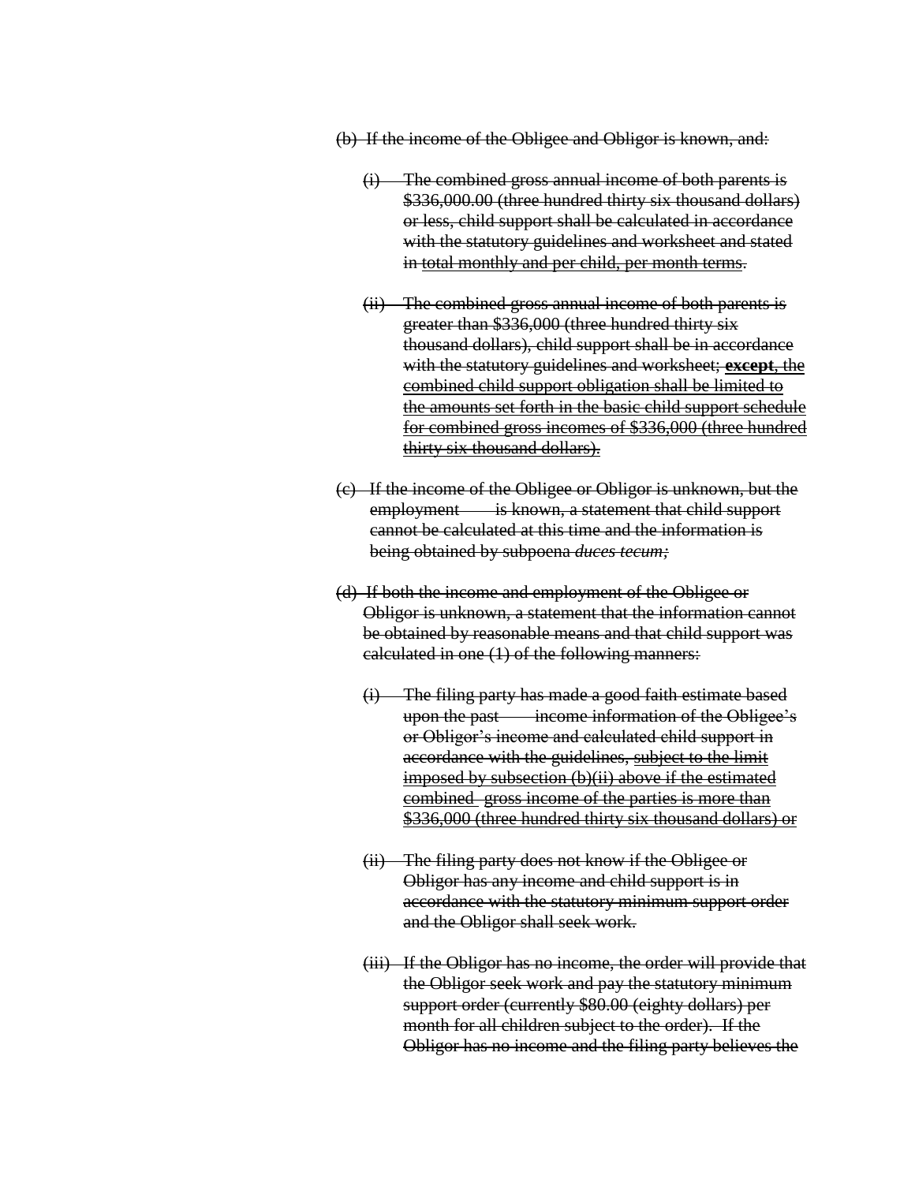~~(b) If the income of the Obligee and Obligor is known, and:~~

~~(i) The combined gross annual income of both parents is \$336,000.00 (three hundred thirty six thousand dollars) or less, child support shall be calculated in accordance with the statutory guidelines and worksheet and stated in <u>total monthly and per child, per month terms</u>.~~

~~(ii) The combined gross annual income of both parents is greater than \$336,000 (three hundred thirty six thousand dollars), child support shall be in accordance with the statutory guidelines and worksheet; <u>**except**, the combined child support obligation shall be limited to the amounts set forth in the basic child support schedule for combined gross incomes of \$336,000 (three hundred thirty six thousand dollars).</u>~~

~~(c) If the income of the Obligee or Obligor is unknown, but the employment is known, a statement that child support cannot be calculated at this time and the information is being obtained by subpoena *duces tecum;*~~

~~(d) If both the income and employment of the Obligee or Obligor is unknown, a statement that the information cannot be obtained by reasonable means and that child support was calculated in one (1) of the following manners:~~

~~(i) The filing party has made a good faith estimate based upon the past income information of the Obligee's or Obligor's income and calculated child support in accordance with the guidelines, <u>subject to the limit imposed by subsection (b)(ii) above if the estimated combined gross income of the parties is more than \$336,000 (three hundred thirty six thousand dollars) or</u>~~

~~(ii) The filing party does not know if the Obligee or Obligor has any income and child support is in accordance with the statutory minimum support order and the Obligor shall seek work.~~

~~(iii) If the Obligor has no income, the order will provide that the Obligor seek work and pay the statutory minimum support order (currently \$80.00 (eighty dollars) per month for all children subject to the order). If the Obligor has no income and the filing party believes the~~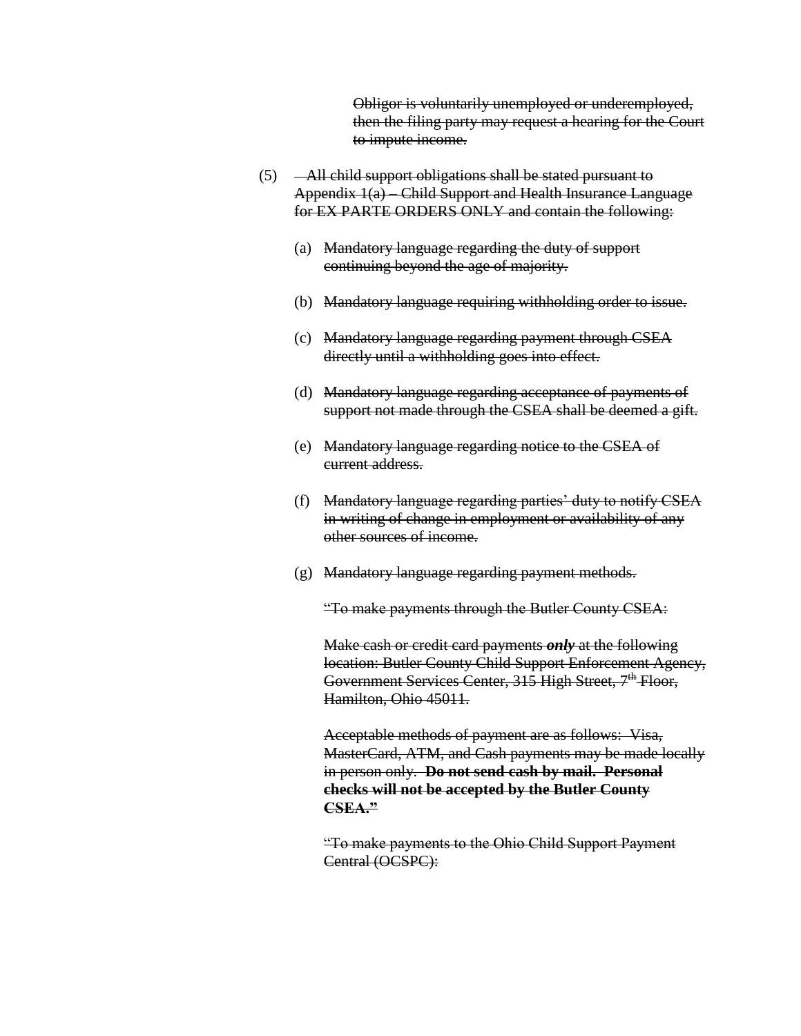~~Obligor is voluntarily unemployed or underemployed, then the filing party may request a hearing for the Court to impute income.~~

(5) ~~All child support obligations shall be stated pursuant to Appendix 1(a) – Child Support and Health Insurance Language for EX PARTE ORDERS ONLY and contain the following:~~

(a) ~~Mandatory language regarding the duty of support continuing beyond the age of majority.~~

(b) ~~Mandatory language requiring withholding order to issue.~~

(c) ~~Mandatory language regarding payment through CSEA directly until a withholding goes into effect.~~

(d) ~~Mandatory language regarding acceptance of payments of support not made through the CSEA shall be deemed a gift.~~

(e) ~~Mandatory language regarding notice to the CSEA of current address.~~

(f) ~~Mandatory language regarding parties' duty to notify CSEA in writing of change in employment or availability of any other sources of income.~~

(g) ~~Mandatory language regarding payment methods.~~

~~"To make payments through the Butler County CSEA:~~

~~Make cash or credit card payments ***only*** at the following location: Butler County Child Support Enforcement Agency, Government Services Center, 315 High Street, 7th Floor, Hamilton, Ohio 45011.~~

~~Acceptable methods of payment are as follows: Visa, MasterCard, ATM, and Cash payments may be made locally in person only. **Do not send cash by mail. Personal checks will not be accepted by the Butler County CSEA."**~~

~~"To make payments to the Ohio Child Support Payment Central (OCSPC):~~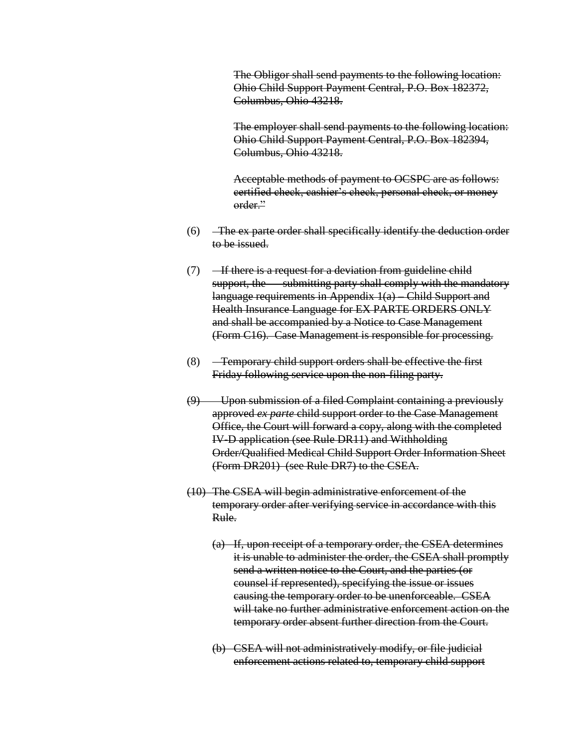~~The Obligor shall send payments to the following location: Ohio Child Support Payment Central, P.O. Box 182372, Columbus, Ohio 43218.~~

~~The employer shall send payments to the following location: Ohio Child Support Payment Central, P.O. Box 182394, Columbus, Ohio 43218.~~

~~Acceptable methods of payment to OCSPC are as follows: certified check, cashier's check, personal check, or money order."~~

(6) ~~The ex parte order shall specifically identify the deduction order to be issued.~~

(7) ~~If there is a request for a deviation from guideline child support, the submitting party shall comply with the mandatory language requirements in Appendix 1(a) – Child Support and Health Insurance Language for EX PARTE ORDERS ONLY and shall be accompanied by a Notice to Case Management (Form C16). Case Management is responsible for processing.~~

(8) ~~Temporary child support orders shall be effective the first Friday following service upon the non-filing party.~~

~~(9) Upon submission of a filed Complaint containing a previously approved *ex parte* child support order to the Case Management Office, the Court will forward a copy, along with the completed IV-D application (see Rule DR11) and Withholding Order/Qualified Medical Child Support Order Information Sheet (Form DR201) (see Rule DR7) to the CSEA.~~

~~(10) The CSEA will begin administrative enforcement of the temporary order after verifying service in accordance with this Rule.~~

~~(a) If, upon receipt of a temporary order, the CSEA determines it is unable to administer the order, the CSEA shall promptly send a written notice to the Court, and the parties (or counsel if represented), specifying the issue or issues causing the temporary order to be unenforceable. CSEA will take no further administrative enforcement action on the temporary order absent further direction from the Court.~~

~~(b) CSEA will not administratively modify, or file judicial enforcement actions related to, temporary child support~~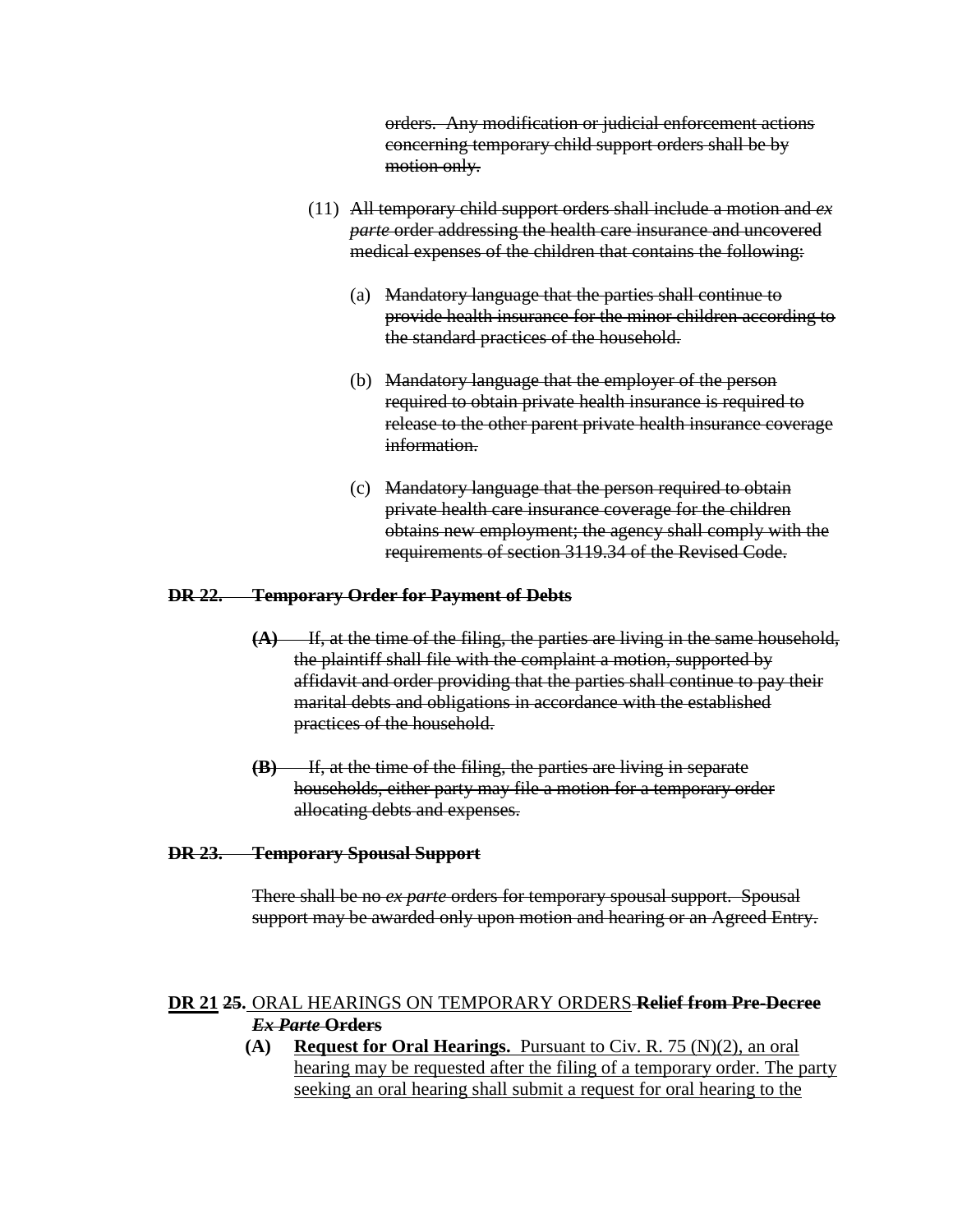~~orders. Any modification or judicial enforcement actions concerning temporary child support orders shall be by motion only.~~

(11) ~~All temporary child support orders shall include a motion and *ex parte* order addressing the health care insurance and uncovered medical expenses of the children that contains the following:~~

(a) ~~Mandatory language that the parties shall continue to provide health insurance for the minor children according to the standard practices of the household.~~

(b) ~~Mandatory language that the employer of the person required to obtain private health insurance is required to release to the other parent private health insurance coverage information.~~

(c) ~~Mandatory language that the person required to obtain private health care insurance coverage for the children obtains new employment; the agency shall comply with the requirements of section 3119.34 of the Revised Code.~~

**~~DR 22. Temporary Order for Payment of Debts~~**

**~~(A)~~** ~~If, at the time of the filing, the parties are living in the same household, the plaintiff shall file with the complaint a motion, supported by affidavit and order providing that the parties shall continue to pay their marital debts and obligations in accordance with the established practices of the household.~~

**~~(B)~~** ~~If, at the time of the filing, the parties are living in separate households, either party may file a motion for a temporary order allocating debts and expenses.~~

**~~DR 23. Temporary Spousal Support~~**

~~There shall be no *ex parte* orders for temporary spousal support. Spousal support may be awarded only upon motion and hearing or an Agreed Entry.~~

**<u>DR 21</u> ~~25.~~** <u>ORAL HEARINGS ON TEMPORARY ORDERS</u> **~~Relief from Pre-Decree *Ex Parte* Orders~~**

**(A)** <u>**Request for Oral Hearings.** Pursuant to Civ. R. 75 (N)(2), an oral hearing may be requested after the filing of a temporary order. The party seeking an oral hearing shall submit a request for oral hearing to the</u>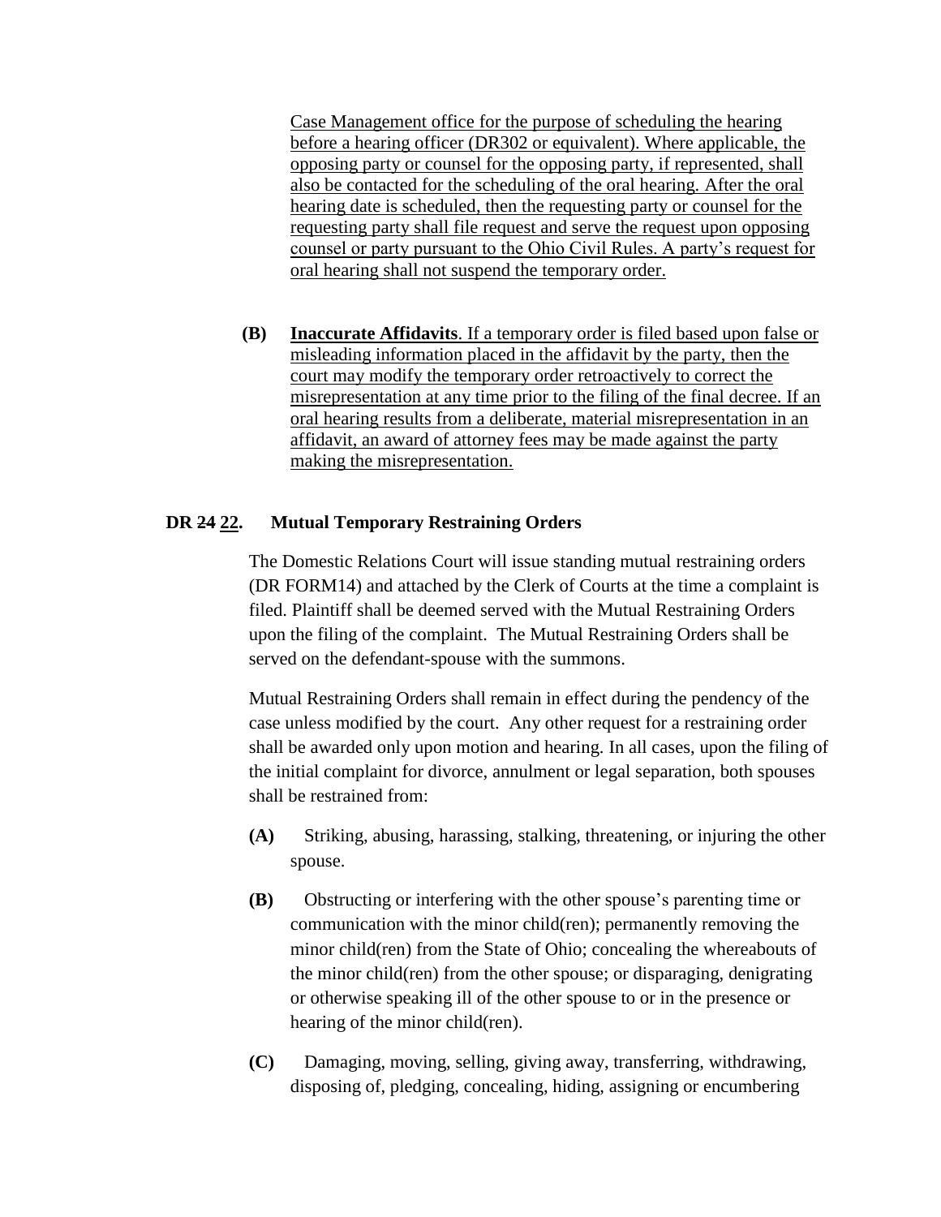Case Management office for the purpose of scheduling the hearing before a hearing officer (DR302 or equivalent). Where applicable, the opposing party or counsel for the opposing party, if represented, shall also be contacted for the scheduling of the oral hearing. After the oral hearing date is scheduled, then the requesting party or counsel for the requesting party shall file request and serve the request upon opposing counsel or party pursuant to the Ohio Civil Rules. A party's request for oral hearing shall not suspend the temporary order.

**(B)** **Inaccurate Affidavits**. If a temporary order is filed based upon false or misleading information placed in the affidavit by the party, then the court may modify the temporary order retroactively to correct the misrepresentation at any time prior to the filing of the final decree. If an oral hearing results from a deliberate, material misrepresentation in an affidavit, an award of attorney fees may be made against the party making the misrepresentation.

## DR ~~24~~ 22. Mutual Temporary Restraining Orders

The Domestic Relations Court will issue standing mutual restraining orders (DR FORM14) and attached by the Clerk of Courts at the time a complaint is filed. Plaintiff shall be deemed served with the Mutual Restraining Orders upon the filing of the complaint. The Mutual Restraining Orders shall be served on the defendant-spouse with the summons.

Mutual Restraining Orders shall remain in effect during the pendency of the case unless modified by the court. Any other request for a restraining order shall be awarded only upon motion and hearing. In all cases, upon the filing of the initial complaint for divorce, annulment or legal separation, both spouses shall be restrained from:

**(A)** Striking, abusing, harassing, stalking, threatening, or injuring the other spouse.

**(B)** Obstructing or interfering with the other spouse's parenting time or communication with the minor child(ren); permanently removing the minor child(ren) from the State of Ohio; concealing the whereabouts of the minor child(ren) from the other spouse; or disparaging, denigrating or otherwise speaking ill of the other spouse to or in the presence or hearing of the minor child(ren).

**(C)** Damaging, moving, selling, giving away, transferring, withdrawing, disposing of, pledging, concealing, hiding, assigning or encumbering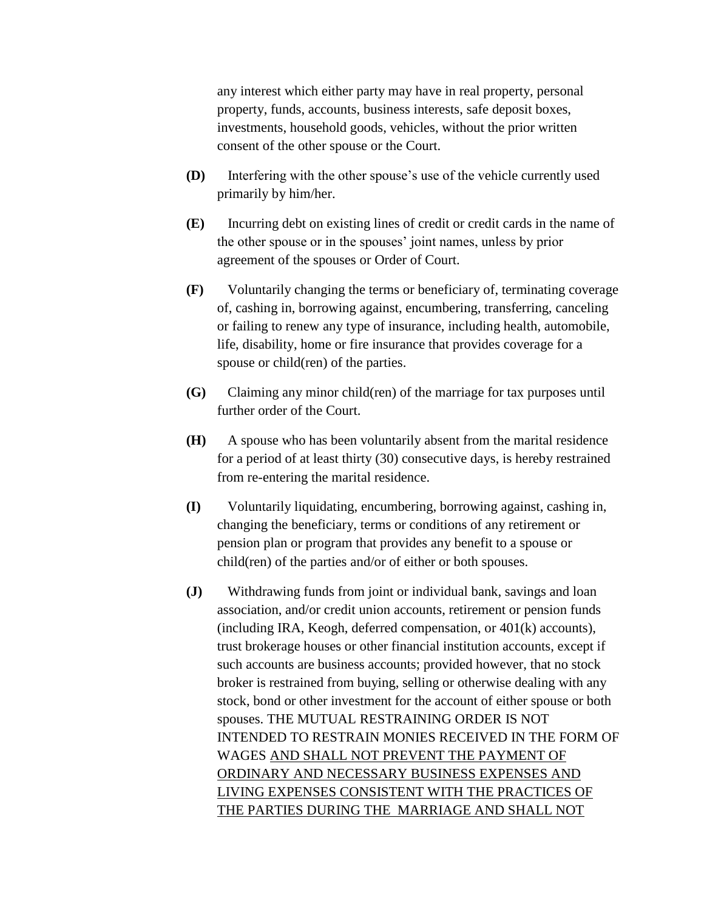any interest which either party may have in real property, personal property, funds, accounts, business interests, safe deposit boxes, investments, household goods, vehicles, without the prior written consent of the other spouse or the Court.

**(D)** Interfering with the other spouse's use of the vehicle currently used primarily by him/her.

**(E)** Incurring debt on existing lines of credit or credit cards in the name of the other spouse or in the spouses' joint names, unless by prior agreement of the spouses or Order of Court.

**(F)** Voluntarily changing the terms or beneficiary of, terminating coverage of, cashing in, borrowing against, encumbering, transferring, canceling or failing to renew any type of insurance, including health, automobile, life, disability, home or fire insurance that provides coverage for a spouse or child(ren) of the parties.

**(G)** Claiming any minor child(ren) of the marriage for tax purposes until further order of the Court.

**(H)** A spouse who has been voluntarily absent from the marital residence for a period of at least thirty (30) consecutive days, is hereby restrained from re-entering the marital residence.

**(I)** Voluntarily liquidating, encumbering, borrowing against, cashing in, changing the beneficiary, terms or conditions of any retirement or pension plan or program that provides any benefit to a spouse or child(ren) of the parties and/or of either or both spouses.

**(J)** Withdrawing funds from joint or individual bank, savings and loan association, and/or credit union accounts, retirement or pension funds (including IRA, Keogh, deferred compensation, or 401(k) accounts), trust brokerage houses or other financial institution accounts, except if such accounts are business accounts; provided however, that no stock broker is restrained from buying, selling or otherwise dealing with any stock, bond or other investment for the account of either spouse or both spouses. THE MUTUAL RESTRAINING ORDER IS NOT INTENDED TO RESTRAIN MONIES RECEIVED IN THE FORM OF WAGES <u>AND SHALL NOT PREVENT THE PAYMENT OF ORDINARY AND NECESSARY BUSINESS EXPENSES AND LIVING EXPENSES CONSISTENT WITH THE PRACTICES OF THE PARTIES DURING THE MARRIAGE AND SHALL NOT</u>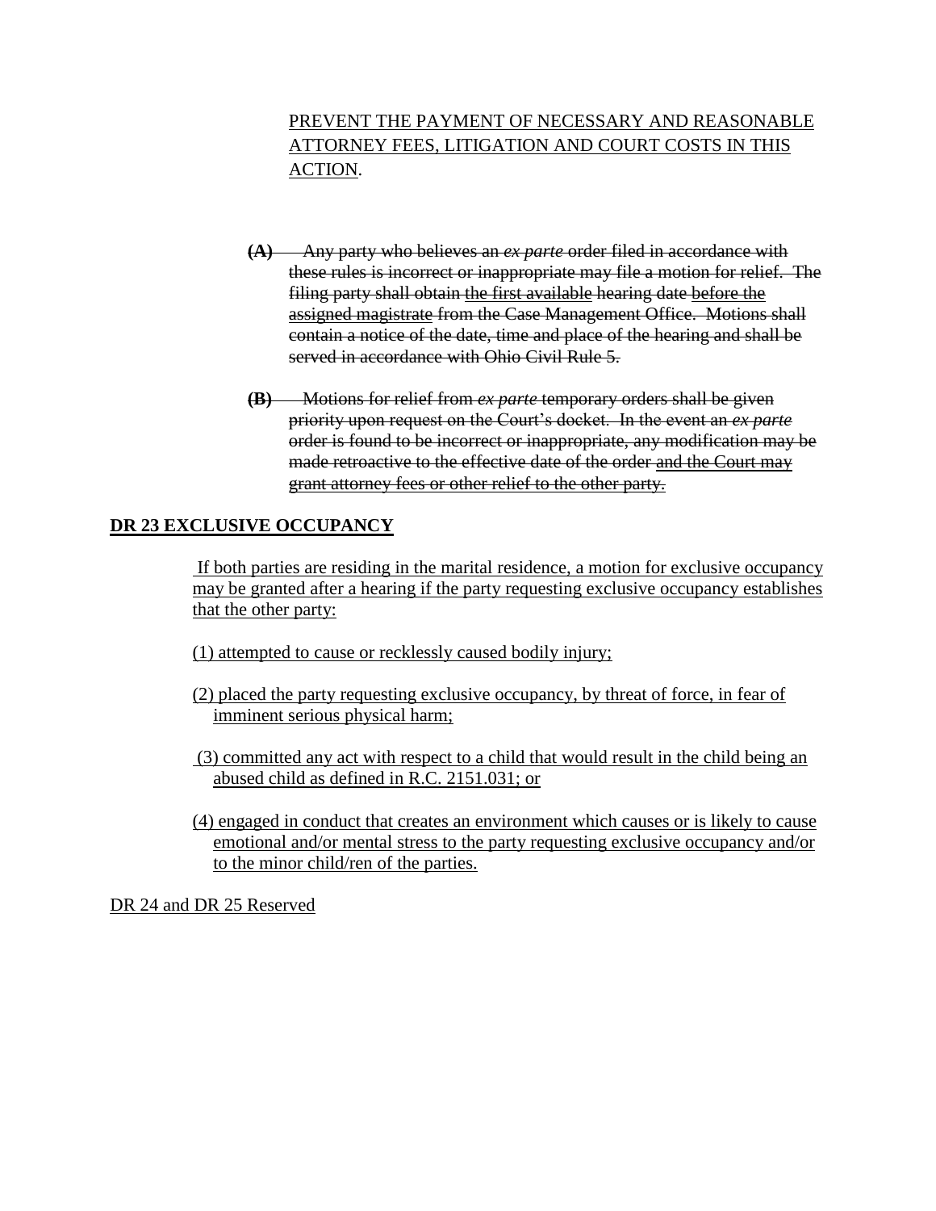PREVENT THE PAYMENT OF NECESSARY AND REASONABLE ATTORNEY FEES, LITIGATION AND COURT COSTS IN THIS ACTION.

~~**(A)** Any party who believes an *ex parte* order filed in accordance with these rules is incorrect or inappropriate may file a motion for relief. The filing party shall obtain the first available hearing date before the assigned magistrate from the Case Management Office. Motions shall contain a notice of the date, time and place of the hearing and shall be served in accordance with Ohio Civil Rule 5.~~

~~**(B)** Motions for relief from *ex parte* temporary orders shall be given priority upon request on the Court's docket. In the event an *ex parte* order is found to be incorrect or inappropriate, any modification may be made retroactive to the effective date of the order and the Court may grant attorney fees or other relief to the other party.~~

## DR 23 EXCLUSIVE OCCUPANCY

If both parties are residing in the marital residence, a motion for exclusive occupancy may be granted after a hearing if the party requesting exclusive occupancy establishes that the other party:

(1) attempted to cause or recklessly caused bodily injury;

(2) placed the party requesting exclusive occupancy, by threat of force, in fear of imminent serious physical harm;

(3) committed any act with respect to a child that would result in the child being an abused child as defined in R.C. 2151.031; or

(4) engaged in conduct that creates an environment which causes or is likely to cause emotional and/or mental stress to the party requesting exclusive occupancy and/or to the minor child/ren of the parties.

DR 24 and DR 25 Reserved